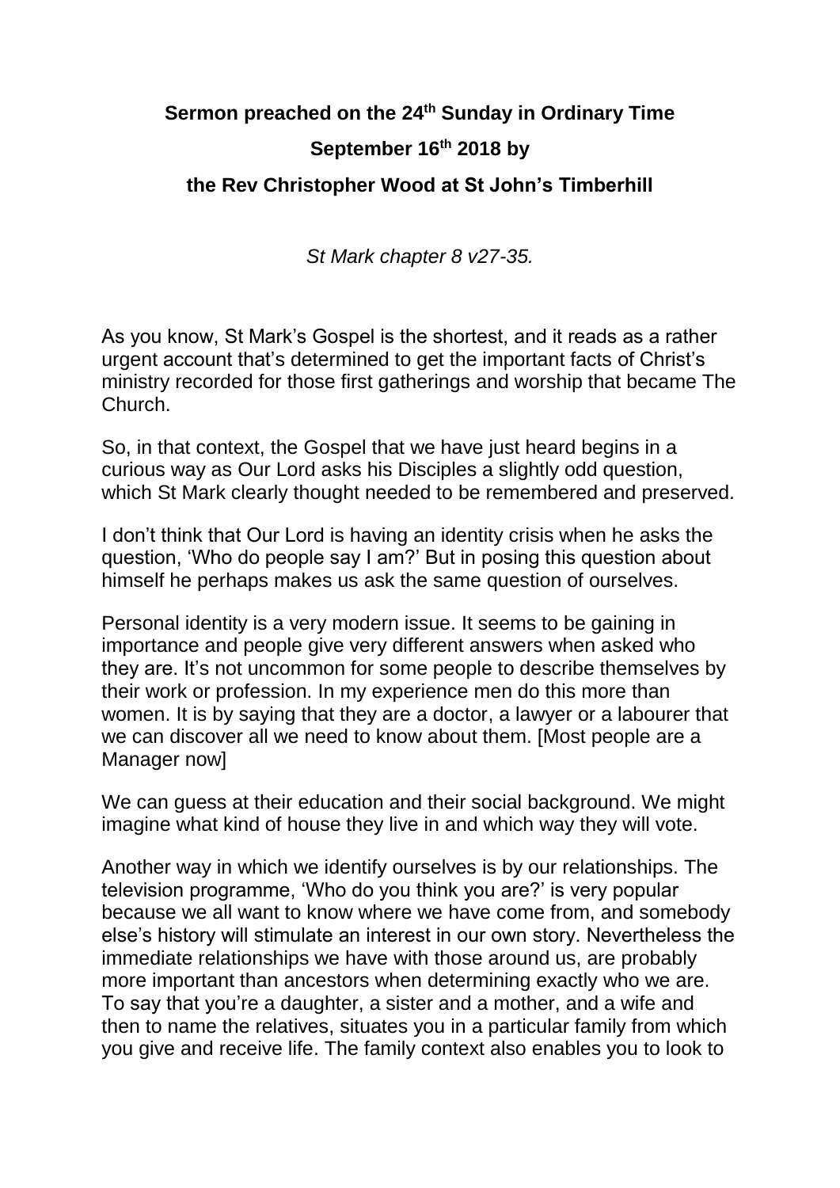**Sermon preached on the 24th Sunday in Ordinary Time**

**September 16th 2018 by**

**the Rev Christopher Wood at St John's Timberhill**

*St Mark chapter 8 v27-35.*

As you know, St Mark's Gospel is the shortest, and it reads as a rather urgent account that's determined to get the important facts of Christ's ministry recorded for those first gatherings and worship that became The Church.

So, in that context, the Gospel that we have just heard begins in a curious way as Our Lord asks his Disciples a slightly odd question, which St Mark clearly thought needed to be remembered and preserved.

I don't think that Our Lord is having an identity crisis when he asks the question, 'Who do people say I am?' But in posing this question about himself he perhaps makes us ask the same question of ourselves.

Personal identity is a very modern issue. It seems to be gaining in importance and people give very different answers when asked who they are. It's not uncommon for some people to describe themselves by their work or profession. In my experience men do this more than women. It is by saying that they are a doctor, a lawyer or a labourer that we can discover all we need to know about them. [Most people are a Manager now]

We can guess at their education and their social background. We might imagine what kind of house they live in and which way they will vote.

Another way in which we identify ourselves is by our relationships. The television programme, 'Who do you think you are?' is very popular because we all want to know where we have come from, and somebody else's history will stimulate an interest in our own story. Nevertheless the immediate relationships we have with those around us, are probably more important than ancestors when determining exactly who we are. To say that you're a daughter, a sister and a mother, and a wife and then to name the relatives, situates you in a particular family from which you give and receive life. The family context also enables you to look to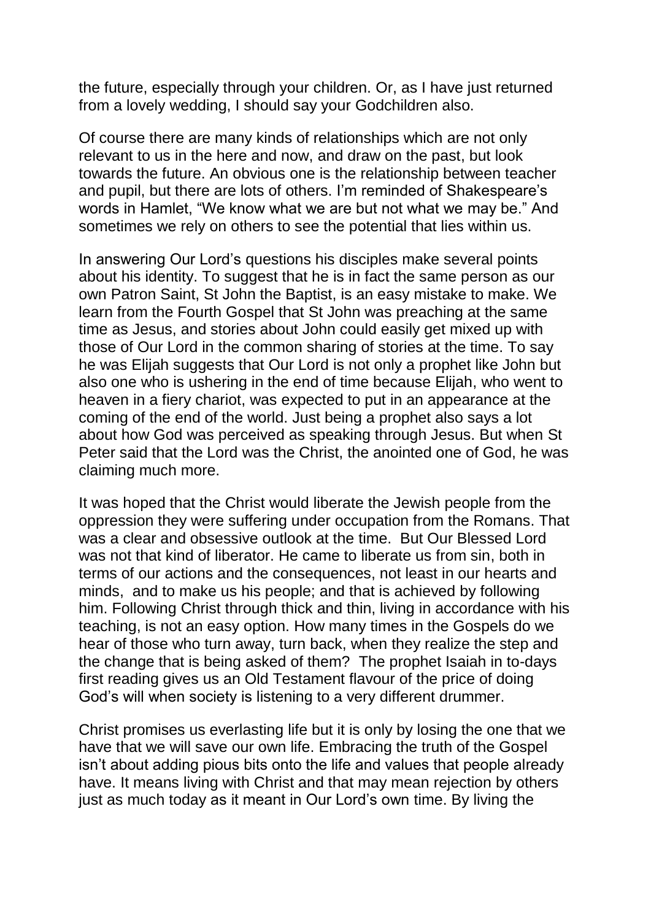the future, especially through your children. Or, as I have just returned from a lovely wedding, I should say your Godchildren also.

Of course there are many kinds of relationships which are not only relevant to us in the here and now, and draw on the past, but look towards the future. An obvious one is the relationship between teacher and pupil, but there are lots of others. I'm reminded of Shakespeare's words in Hamlet, "We know what we are but not what we may be." And sometimes we rely on others to see the potential that lies within us.

In answering Our Lord's questions his disciples make several points about his identity. To suggest that he is in fact the same person as our own Patron Saint, St John the Baptist, is an easy mistake to make. We learn from the Fourth Gospel that St John was preaching at the same time as Jesus, and stories about John could easily get mixed up with those of Our Lord in the common sharing of stories at the time. To say he was Elijah suggests that Our Lord is not only a prophet like John but also one who is ushering in the end of time because Elijah, who went to heaven in a fiery chariot, was expected to put in an appearance at the coming of the end of the world. Just being a prophet also says a lot about how God was perceived as speaking through Jesus. But when St Peter said that the Lord was the Christ, the anointed one of God, he was claiming much more.

It was hoped that the Christ would liberate the Jewish people from the oppression they were suffering under occupation from the Romans. That was a clear and obsessive outlook at the time. But Our Blessed Lord was not that kind of liberator. He came to liberate us from sin, both in terms of our actions and the consequences, not least in our hearts and minds, and to make us his people; and that is achieved by following him. Following Christ through thick and thin, living in accordance with his teaching, is not an easy option. How many times in the Gospels do we hear of those who turn away, turn back, when they realize the step and the change that is being asked of them? The prophet Isaiah in to-days first reading gives us an Old Testament flavour of the price of doing God's will when society is listening to a very different drummer.

Christ promises us everlasting life but it is only by losing the one that we have that we will save our own life. Embracing the truth of the Gospel isn't about adding pious bits onto the life and values that people already have. It means living with Christ and that may mean rejection by others just as much today as it meant in Our Lord's own time. By living the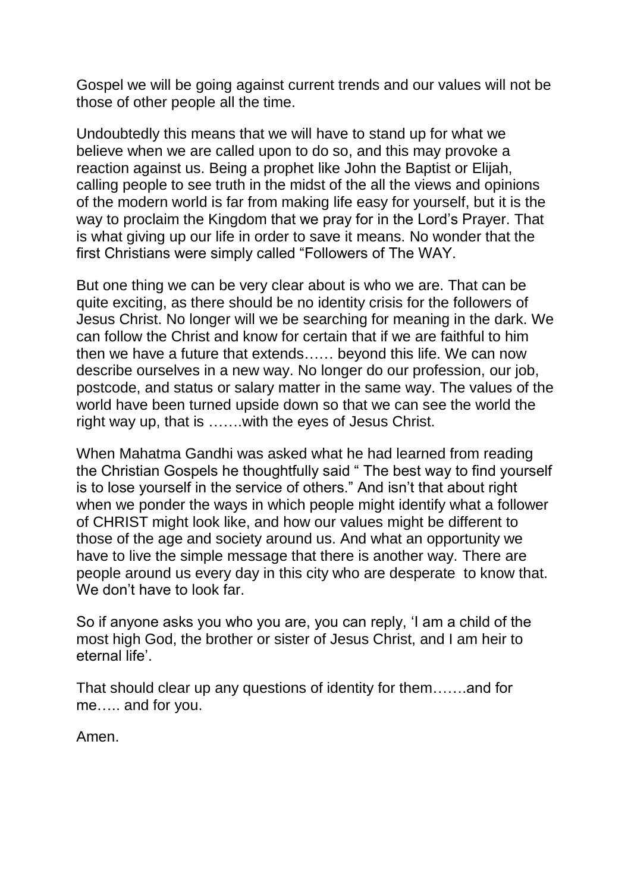Gospel we will be going against current trends and our values will not be those of other people all the time.

Undoubtedly this means that we will have to stand up for what we believe when we are called upon to do so, and this may provoke a reaction against us. Being a prophet like John the Baptist or Elijah, calling people to see truth in the midst of the all the views and opinions of the modern world is far from making life easy for yourself, but it is the way to proclaim the Kingdom that we pray for in the Lord's Prayer. That is what giving up our life in order to save it means. No wonder that the first Christians were simply called "Followers of The WAY.

But one thing we can be very clear about is who we are. That can be quite exciting, as there should be no identity crisis for the followers of Jesus Christ. No longer will we be searching for meaning in the dark. We can follow the Christ and know for certain that if we are faithful to him then we have a future that extends…… beyond this life. We can now describe ourselves in a new way. No longer do our profession, our job, postcode, and status or salary matter in the same way. The values of the world have been turned upside down so that we can see the world the right way up, that is …….with the eyes of Jesus Christ.

When Mahatma Gandhi was asked what he had learned from reading the Christian Gospels he thoughtfully said " The best way to find yourself is to lose yourself in the service of others." And isn't that about right when we ponder the ways in which people might identify what a follower of CHRIST might look like, and how our values might be different to those of the age and society around us. And what an opportunity we have to live the simple message that there is another way. There are people around us every day in this city who are desperate to know that. We don't have to look far.

So if anyone asks you who you are, you can reply, 'I am a child of the most high God, the brother or sister of Jesus Christ, and I am heir to eternal life'.

That should clear up any questions of identity for them…….and for me….. and for you.

Amen.